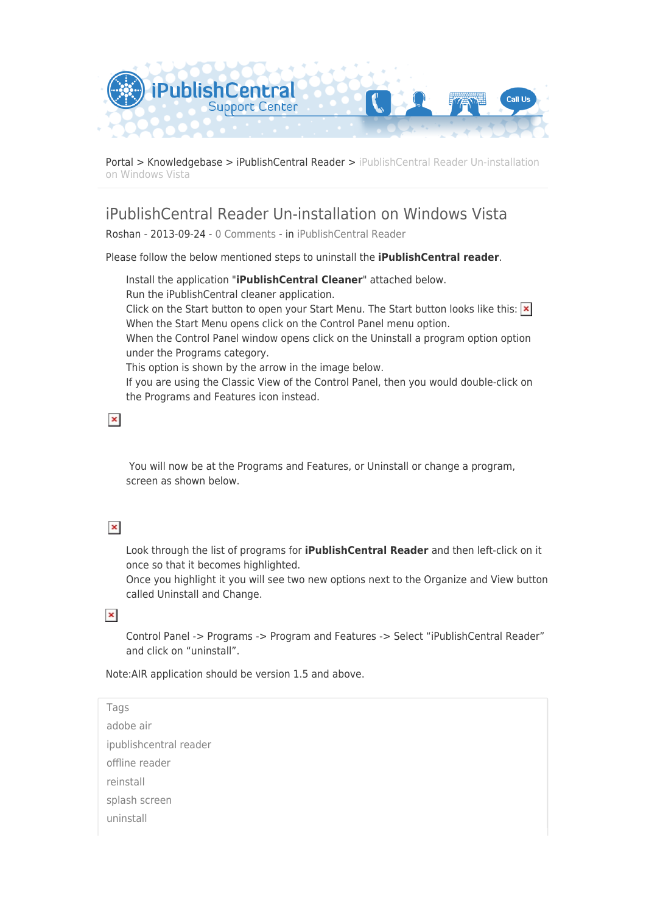Portal > Knowledgebase > iPublishCentral Reader > iPublishCentral Reader Un-installation on Windows Vista

# iPublishCentral Reader Un-installation on Windows Vista

Roshan - 2013-09-24 - 0 Comments - in iPublishCentral Reader

Please follow the below mentioned steps to uninstall the **iPublishCentral reader**.

Install the application "**iPublishCentral Cleaner**" attached below.
Run the iPublishCentral cleaner application.
Click on the Start button to open your Start Menu. The Start button looks like this:
When the Start Menu opens click on the Control Panel menu option.
When the Control Panel window opens click on the Uninstall a program option option under the Programs category.
This option is shown by the arrow in the image below.
If you are using the Classic View of the Control Panel, then you would double-click on the Programs and Features icon instead.

You will now be at the Programs and Features, or Uninstall or change a program, screen as shown below.

Look through the list of programs for **iPublishCentral Reader** and then left-click on it once so that it becomes highlighted.
Once you highlight it you will see two new options next to the Organize and View button called Uninstall and Change.

Control Panel -> Programs -> Program and Features -> Select "iPublishCentral Reader" and click on "uninstall".

Note:AIR application should be version 1.5 and above.

Tags
adobe air
ipublishcentral reader
offline reader
reinstall
splash screen
uninstall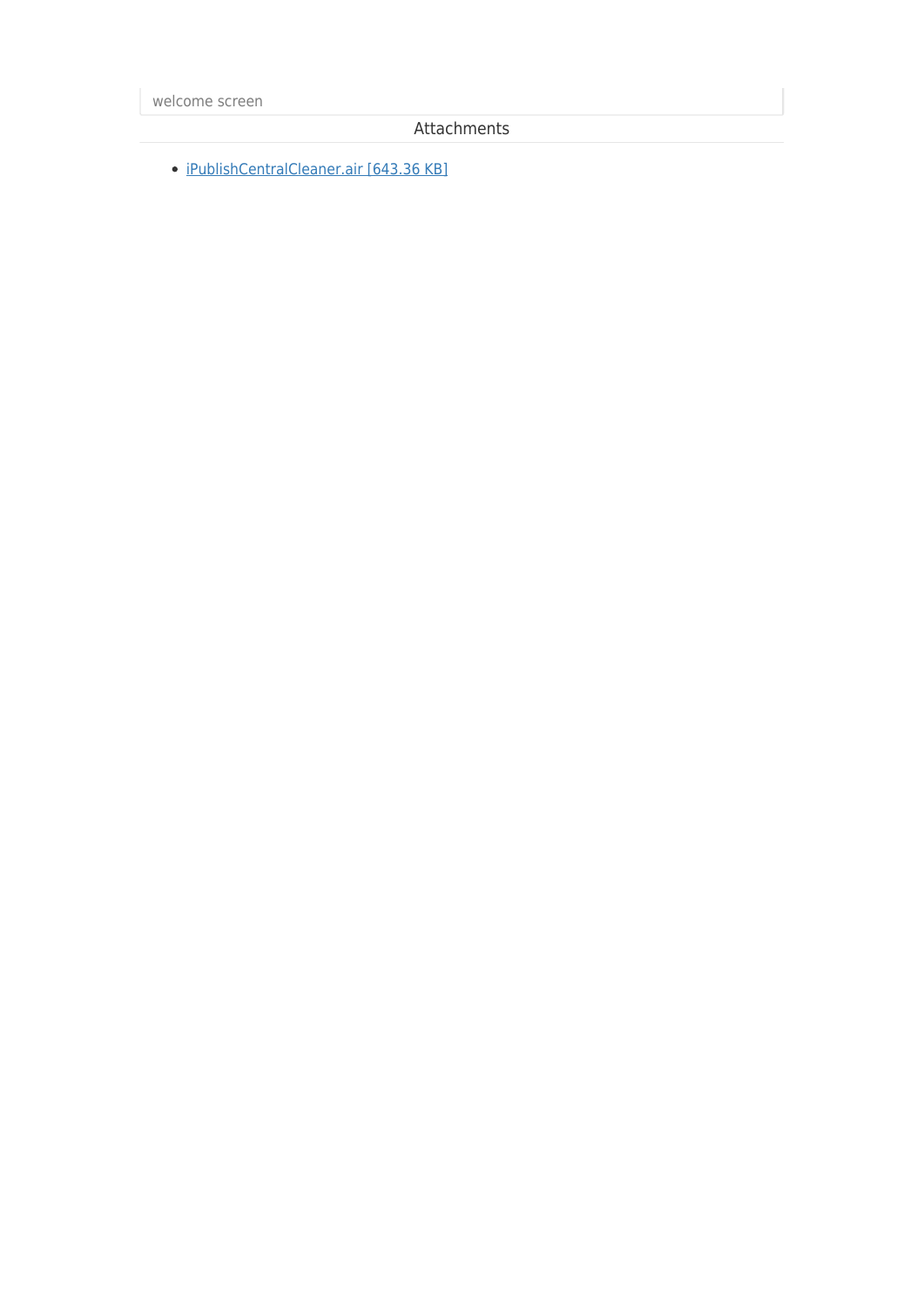welcome screen

## Attachments

- iPublishCentralCleaner.air [643.36 KB]